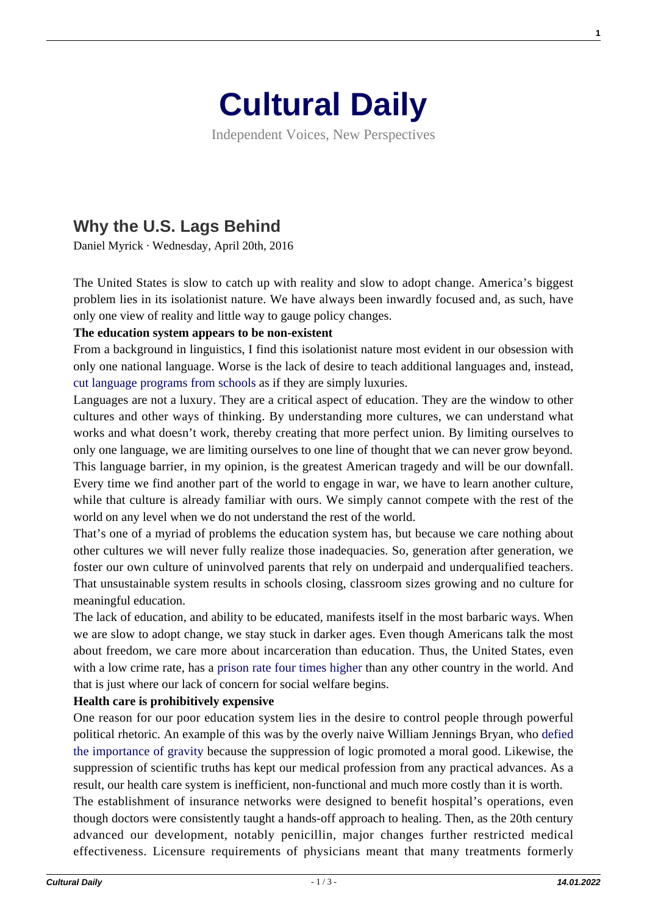# Cultural Daily

Independent Voices, New Perspectives

## Why the U.S. Lags Behind

Daniel Myrick · Wednesday, April 20th, 2016

The United States is slow to catch up with reality and slow to adopt change. America's biggest problem lies in its isolationist nature. We have always been inwardly focused and, as such, have only one view of reality and little way to gauge policy changes.

**The education system appears to be non-existent**

From a background in linguistics, I find this isolationist nature most evident in our obsession with only one national language. Worse is the lack of desire to teach additional languages and, instead, cut language programs from schools as if they are simply luxuries.

Languages are not a luxury. They are a critical aspect of education. They are the window to other cultures and other ways of thinking. By understanding more cultures, we can understand what works and what doesn't work, thereby creating that more perfect union. By limiting ourselves to only one language, we are limiting ourselves to one line of thought that we can never grow beyond. This language barrier, in my opinion, is the greatest American tragedy and will be our downfall. Every time we find another part of the world to engage in war, we have to learn another culture, while that culture is already familiar with ours. We simply cannot compete with the rest of the world on any level when we do not understand the rest of the world.

That's one of a myriad of problems the education system has, but because we care nothing about other cultures we will never fully realize those inadequacies. So, generation after generation, we foster our own culture of uninvolved parents that rely on underpaid and underqualified teachers. That unsustainable system results in schools closing, classroom sizes growing and no culture for meaningful education.

The lack of education, and ability to be educated, manifests itself in the most barbaric ways. When we are slow to adopt change, we stay stuck in darker ages. Even though Americans talk the most about freedom, we care more about incarceration than education. Thus, the United States, even with a low crime rate, has a prison rate four times higher than any other country in the world. And that is just where our lack of concern for social welfare begins.

**Health care is prohibitively expensive**

One reason for our poor education system lies in the desire to control people through powerful political rhetoric. An example of this was by the overly naive William Jennings Bryan, who defied the importance of gravity because the suppression of logic promoted a moral good. Likewise, the suppression of scientific truths has kept our medical profession from any practical advances. As a result, our health care system is inefficient, non-functional and much more costly than it is worth.

The establishment of insurance networks were designed to benefit hospital's operations, even though doctors were consistently taught a hands-off approach to healing. Then, as the 20th century advanced our development, notably penicillin, major changes further restricted medical effectiveness. Licensure requirements of physicians meant that many treatments formerly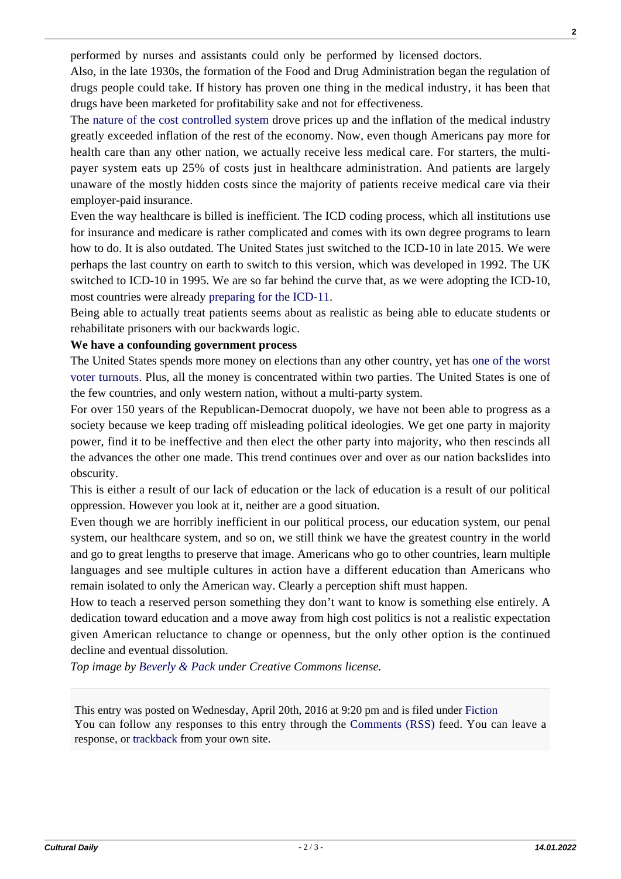performed by nurses and assistants could only be performed by licensed doctors.

Also, in the late 1930s, the formation of the Food and Drug Administration began the regulation of drugs people could take. If history has proven one thing in the medical industry, it has been that drugs have been marketed for profitability sake and not for effectiveness.

The nature of the cost controlled system drove prices up and the inflation of the medical industry greatly exceeded inflation of the rest of the economy. Now, even though Americans pay more for health care than any other nation, we actually receive less medical care. For starters, the multi-payer system eats up 25% of costs just in healthcare administration. And patients are largely unaware of the mostly hidden costs since the majority of patients receive medical care via their employer-paid insurance.

Even the way healthcare is billed is inefficient. The ICD coding process, which all institutions use for insurance and medicare is rather complicated and comes with its own degree programs to learn how to do. It is also outdated. The United States just switched to the ICD-10 in late 2015. We were perhaps the last country on earth to switch to this version, which was developed in 1992. The UK switched to ICD-10 in 1995. We are so far behind the curve that, as we were adopting the ICD-10, most countries were already preparing for the ICD-11.

Being able to actually treat patients seems about as realistic as being able to educate students or rehabilitate prisoners with our backwards logic.

**We have a confounding government process**

The United States spends more money on elections than any other country, yet has one of the worst voter turnouts. Plus, all the money is concentrated within two parties. The United States is one of the few countries, and only western nation, without a multi-party system.

For over 150 years of the Republican-Democrat duopoly, we have not been able to progress as a society because we keep trading off misleading political ideologies. We get one party in majority power, find it to be ineffective and then elect the other party into majority, who then rescinds all the advances the other one made. This trend continues over and over as our nation backslides into obscurity.

This is either a result of our lack of education or the lack of education is a result of our political oppression. However you look at it, neither are a good situation.

Even though we are horribly inefficient in our political process, our education system, our penal system, our healthcare system, and so on, we still think we have the greatest country in the world and go to great lengths to preserve that image. Americans who go to other countries, learn multiple languages and see multiple cultures in action have a different education than Americans who remain isolated to only the American way. Clearly a perception shift must happen.

How to teach a reserved person something they don't want to know is something else entirely. A dedication toward education and a move away from high cost politics is not a realistic expectation given American reluctance to change or openness, but the only other option is the continued decline and eventual dissolution.

*Top image by Beverly & Pack under Creative Commons license.*

This entry was posted on Wednesday, April 20th, 2016 at 9:20 pm and is filed under Fiction
You can follow any responses to this entry through the Comments (RSS) feed. You can leave a response, or trackback from your own site.